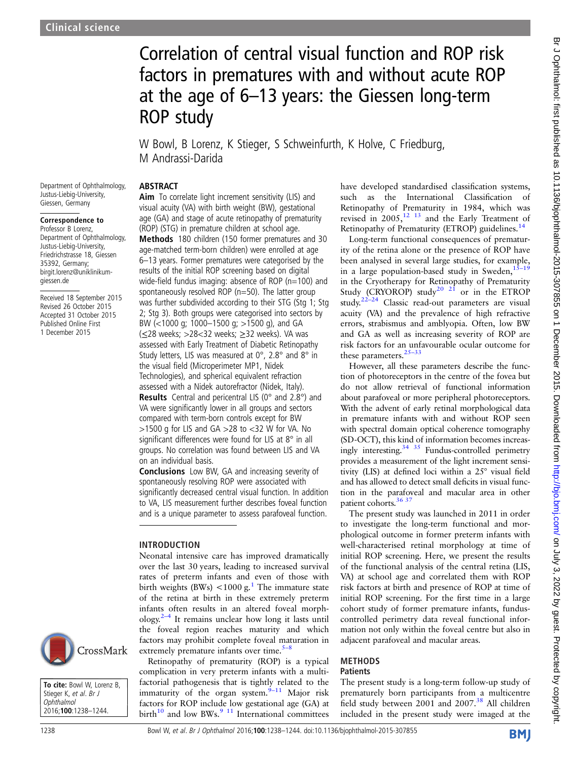# Correlation of central visual function and ROP risk factors in prematures with and without acute ROP at the age of 6–13 years: the Giessen long-term ROP study

W Bowl, B Lorenz, K Stieger, S Schweinfurth, K Holve, C Friedburg, M Andrassi-Darida

Department of Ophthalmology, Justus-Liebig-University, Giessen, Germany

**Correspondence to**
Professor B Lorenz, Department of Ophthalmology, Justus-Liebig-University, Friedrichstrasse 18, Giessen 35392, Germany; birgit.lorenz@uniklinikum-giessen.de

Received 18 September 2015
Revised 26 October 2015
Accepted 31 October 2015
Published Online First 1 December 2015

**To cite:** Bowl W, Lorenz B, Stieger K, et al. Br J Ophthalmol 2016;100:1238–1244.

## ABSTRACT

**Aim** To correlate light increment sensitivity (LIS) and visual acuity (VA) with birth weight (BW), gestational age (GA) and stage of acute retinopathy of prematurity (ROP) (STG) in premature children at school age.

**Methods** 180 children (150 former prematures and 30 age-matched term-born children) were enrolled at age 6–13 years. Former prematures were categorised by the results of the initial ROP screening based on digital wide-field fundus imaging: absence of ROP (n=100) and spontaneously resolved ROP (n=50). The latter group was further subdivided according to their STG (Stg 1; Stg 2; Stg 3). Both groups were categorised into sectors by BW (<1000 g; 1000–1500 g; >1500 g), and GA (≤28 weeks; >28<32 weeks; ≥32 weeks). VA was assessed with Early Treatment of Diabetic Retinopathy Study letters, LIS was measured at 0°, 2.8° and 8° in the visual field (Microperimeter MP1, Nidek Technologies), and spherical equivalent refraction assessed with a Nidek autorefractor (Nidek, Italy).

**Results** Central and pericentral LIS (0° and 2.8°) and VA were significantly lower in all groups and sectors compared with term-born controls except for BW >1500 g for LIS and GA >28 to <32 W for VA. No significant differences were found for LIS at 8° in all groups. No correlation was found between LIS and VA on an individual basis.

**Conclusions** Low BW, GA and increasing severity of spontaneously resolving ROP were associated with significantly decreased central visual function. In addition to VA, LIS measurement further describes foveal function and is a unique parameter to assess parafoveal function.

## INTRODUCTION

Neonatal intensive care has improved dramatically over the last 30 years, leading to increased survival rates of preterm infants and even of those with birth weights (BWs) <1000 g.[1] The immature state of the retina at birth in these extremely preterm infants often results in an altered foveal morphology.[2–4] It remains unclear how long it lasts until the foveal region reaches maturity and which factors may prohibit complete foveal maturation in extremely premature infants over time.[5–8]

Retinopathy of prematurity (ROP) is a typical complication in very preterm infants with a multifactorial pathogenesis that is tightly related to the immaturity of the organ system.[9–11] Major risk factors for ROP include low gestational age (GA) at birth[10] and low BWs.[9 11] International committees have developed standardised classification systems, such as the International Classification of Retinopathy of Prematurity in 1984, which was revised in 2005,[12 13] and the Early Treatment of Retinopathy of Prematurity (ETROP) guidelines.[14]

Long-term functional consequences of prematurity of the retina alone or the presence of ROP have been analysed in several large studies, for example, in a large population-based study in Sweden,[15–19] in the Cryotherapy for Retinopathy of Prematurity Study (CRYOROP) study[20 21] or in the ETROP study.[22–24] Classic read-out parameters are visual acuity (VA) and the prevalence of high refractive errors, strabismus and amblyopia. Often, low BW and GA as well as increasing severity of ROP are risk factors for an unfavourable ocular outcome for these parameters.[25–33]

However, all these parameters describe the function of photoreceptors in the centre of the fovea but do not allow retrieval of functional information about parafoveal or more peripheral photoreceptors. With the advent of early retinal morphological data in premature infants with and without ROP seen with spectral domain optical coherence tomography (SD-OCT), this kind of information becomes increasingly interesting.[34 35] Fundus-controlled perimetry provides a measurement of the light increment sensitivity (LIS) at defined loci within a 25° visual field and has allowed to detect small deficits in visual function in the parafoveal and macular area in other patient cohorts.[36 37]

The present study was launched in 2011 in order to investigate the long-term functional and morphological outcome in former preterm infants with well-characterised retinal morphology at time of initial ROP screening. Here, we present the results of the functional analysis of the central retina (LIS, VA) at school age and correlated them with ROP risk factors at birth and presence of ROP at time of initial ROP screening. For the first time in a large cohort study of former premature infants, fundus-controlled perimetry data reveal functional information not only within the foveal centre but also in adjacent parafoveal and macular areas.

## METHODS

### Patients

The present study is a long-term follow-up study of prematurely born participants from a multicentre field study between 2001 and 2007.[38] All children included in the present study were imaged at the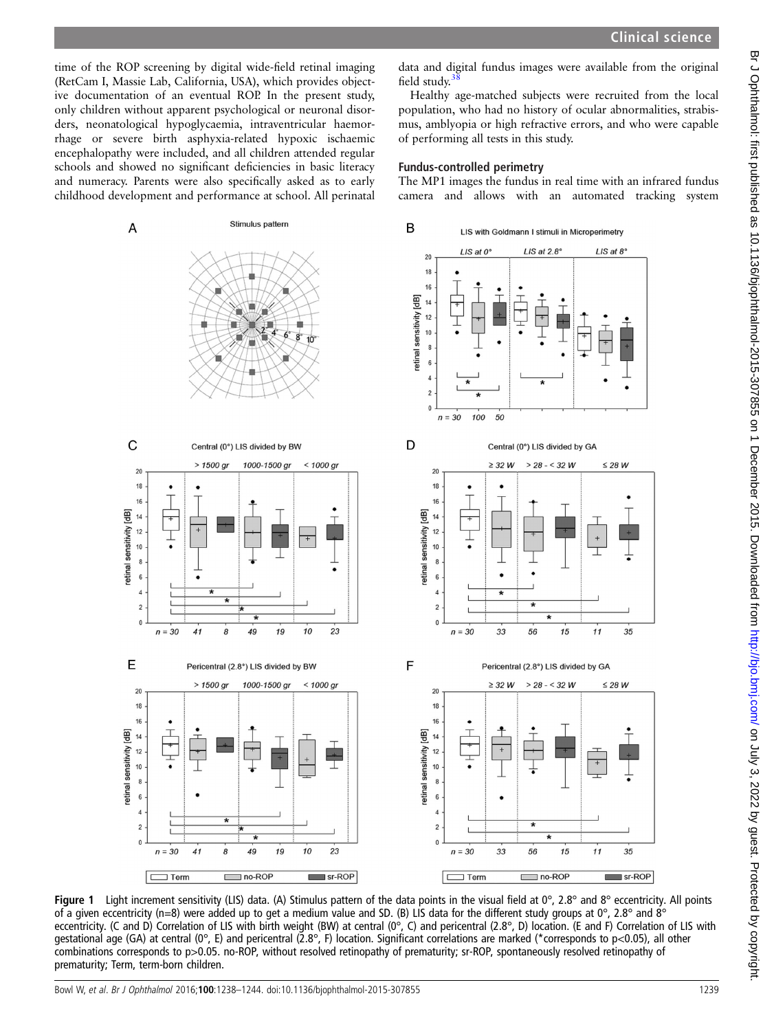time of the ROP screening by digital wide-field retinal imaging (RetCam I, Massie Lab, California, USA), which provides objective documentation of an eventual ROP. In the present study, only children without apparent psychological or neuronal disorders, neonatological hypoglycaemia, intraventricular haemorrhage or severe birth asphyxia-related hypoxic ischaemic encephalopathy were included, and all children attended regular schools and showed no significant deficiencies in basic literacy and numeracy. Parents were also specifically asked as to early childhood development and performance at school. All perinatal data and digital fundus images were available from the original field study.[38]

Healthy age-matched subjects were recruited from the local population, who had no history of ocular abnormalities, strabismus, amblyopia or high refractive errors, and who were capable of performing all tests in this study.

### Fundus-controlled perimetry

The MP1 images the fundus in real time with an infrared fundus camera and allows with an automated tracking system

**Figure 1** Light increment sensitivity (LIS) data. (A) Stimulus pattern of the data points in the visual field at 0°, 2.8° and 8° eccentricity. All points of a given eccentricity (n=8) were added up to get a medium value and SD. (B) LIS data for the different study groups at 0°, 2.8° and 8° eccentricity. (C and D) Correlation of LIS with birth weight (BW) at central (0°, C) and pericentral (2.8°, D) location. (E and F) Correlation of LIS with gestational age (GA) at central (0°, E) and pericentral (2.8°, F) location. Significant correlations are marked (*corresponds to p<0.05), all other combinations corresponds to p>0.05. no-ROP, without resolved retinopathy of prematurity; sr-ROP, spontaneously resolved retinopathy of prematurity; Term, term-born children.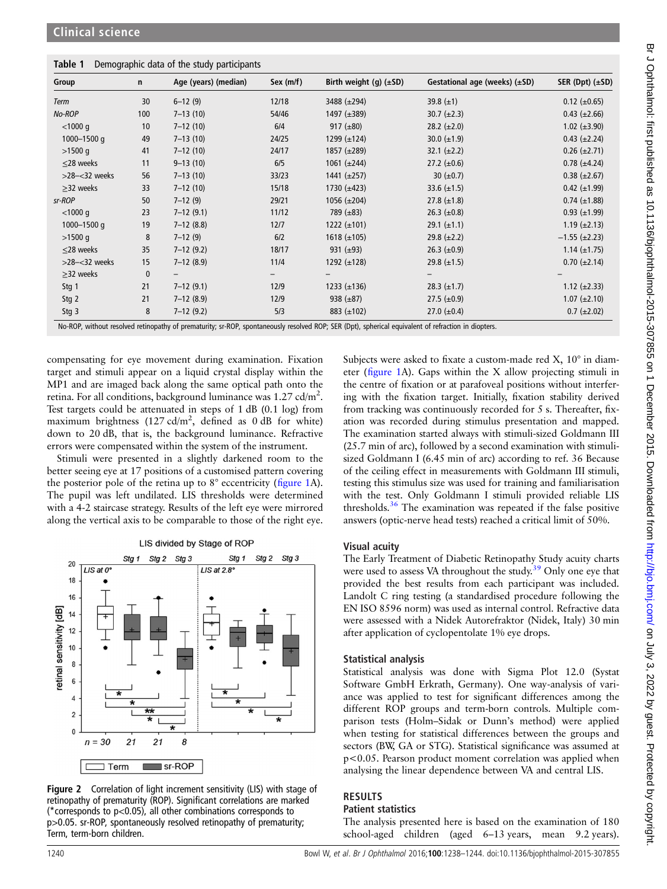Table 1 Demographic data of the study participants

| Group | n | Age (years) (median) | Sex (m/f) | Birth weight (g) (±SD) | Gestational age (weeks) (±SD) | SER (Dpt) (±SD) |
|---|---|---|---|---|---|---|
| *Term* | 30 | 6–12 (9) | 12/18 | 3488 (±294) | 39.8 (±1) | 0.12 (±0.65) |
| *No-ROP* | 100 | 7–13 (10) | 54/46 | 1497 (±389) | 30.7 (±2.3) | 0.43 (±2.66) |
| <1000 g | 10 | 7–12 (10) | 6/4 | 917 (±80) | 28.2 (±2.0) | 1.02 (±3.90) |
| 1000–1500 g | 49 | 7–13 (10) | 24/25 | 1299 (±124) | 30.0 (±1.9) | 0.43 (±2.24) |
| >1500 g | 41 | 7–12 (10) | 24/17 | 1857 (±289) | 32.1 (±2.2) | 0.26 (±2.71) |
| ≤28 weeks | 11 | 9–13 (10) | 6/5 | 1061 (±244) | 27.2 (±0.6) | 0.78 (±4.24) |
| >28–<32 weeks | 56 | 7–13 (10) | 33/23 | 1441 (±257) | 30 (±0.7) | 0.38 (±2.67) |
| ≥32 weeks | 33 | 7–12 (10) | 15/18 | 1730 (±423) | 33.6 (±1.5) | 0.42 (±1.99) |
| *sr-ROP* | 50 | 7–12 (9) | 29/21 | 1056 (±204) | 27.8 (±1.8) | 0.74 (±1.88) |
| <1000 g | 23 | 7–12 (9.1) | 11/12 | 789 (±83) | 26.3 (±0.8) | 0.93 (±1.99) |
| 1000–1500 g | 19 | 7–12 (8.8) | 12/7 | 1222 (±101) | 29.1 (±1.1) | 1.19 (±2.13) |
| >1500 g | 8 | 7–12 (9) | 6/2 | 1618 (±105) | 29.8 (±2.2) | −1.55 (±2.23) |
| ≤28 weeks | 35 | 7–12 (9.2) | 18/17 | 931 (±93) | 26.3 (±0.9) | 1.14 (±1.75) |
| >28–<32 weeks | 15 | 7–12 (8.9) | 11/4 | 1292 (±128) | 29.8 (±1.5) | 0.70 (±2.14) |
| ≥32 weeks | 0 | – | – | – | – | – |
| Stg 1 | 21 | 7–12 (9.1) | 12/9 | 1233 (±136) | 28.3 (±1.7) | 1.12 (±2.33) |
| Stg 2 | 21 | 7–12 (8.9) | 12/9 | 938 (±87) | 27.5 (±0.9) | 1.07 (±2.10) |
| Stg 3 | 8 | 7–12 (9.2) | 5/3 | 883 (±102) | 27.0 (±0.4) | 0.7 (±2.02) |

No-ROP, without resolved retinopathy of prematurity; sr-ROP, spontaneously resolved ROP; SER (Dpt), spherical equivalent of refraction in diopters.

compensating for eye movement during examination. Fixation target and stimuli appear on a liquid crystal display within the MP1 and are imaged back along the same optical path onto the retina. For all conditions, background luminance was 1.27 cd/m$^2$. Test targets could be attenuated in steps of 1 dB (0.1 log) from maximum brightness (127 cd/m$^2$, defined as 0 dB for white) down to 20 dB, that is, the background luminance. Refractive errors were compensated within the system of the instrument.

Stimuli were presented in a slightly darkened room to the better seeing eye at 17 positions of a customised pattern covering the posterior pole of the retina up to 8° eccentricity (figure 1A). The pupil was left undilated. LIS thresholds were determined with a 4-2 staircase strategy. Results of the left eye were mirrored along the vertical axis to be comparable to those of the right eye.

Figure 2 Correlation of light increment sensitivity (LIS) with stage of retinopathy of prematurity (ROP). Significant correlations are marked (*corresponds to p<0.05), all other combinations corresponds to p>0.05. sr-ROP, spontaneously resolved retinopathy of prematurity; Term, term-born children.

Subjects were asked to fixate a custom-made red X, 10° in diameter (figure 1A). Gaps within the X allow projecting stimuli in the centre of fixation or at parafoveal positions without interfering with the fixation target. Initially, fixation stability derived from tracking was continuously recorded for 5 s. Thereafter, fixation was recorded during stimulus presentation and mapped. The examination started always with stimuli-sized Goldmann III (25.7 min of arc), followed by a second examination with stimuli-sized Goldmann I (6.45 min of arc) according to ref. 36 Because of the ceiling effect in measurements with Goldmann III stimuli, testing this stimulus size was used for training and familiarisation with the test. Only Goldmann I stimuli provided reliable LIS thresholds.[36] The examination was repeated if the false positive answers (optic-nerve head tests) reached a critical limit of 50%.

### Visual acuity

The Early Treatment of Diabetic Retinopathy Study acuity charts were used to assess VA throughout the study.[39] Only one eye that provided the best results from each participant was included. Landolt C ring testing (a standardised procedure following the EN ISO 8596 norm) was used as internal control. Refractive data were assessed with a Nidek Autorefraktor (Nidek, Italy) 30 min after application of cyclopentolate 1% eye drops.

### Statistical analysis

Statistical analysis was done with Sigma Plot 12.0 (Systat Software GmbH Erkrath, Germany). One way-analysis of variance was applied to test for significant differences among the different ROP groups and term-born controls. Multiple comparison tests (Holm–Sidak or Dunn's method) were applied when testing for statistical differences between the groups and sectors (BW, GA or STG). Statistical significance was assumed at p<0.05. Pearson product moment correlation was applied when analysing the linear dependence between VA and central LIS.

## RESULTS

### Patient statistics

The analysis presented here is based on the examination of 180 school-aged children (aged 6–13 years, mean 9.2 years).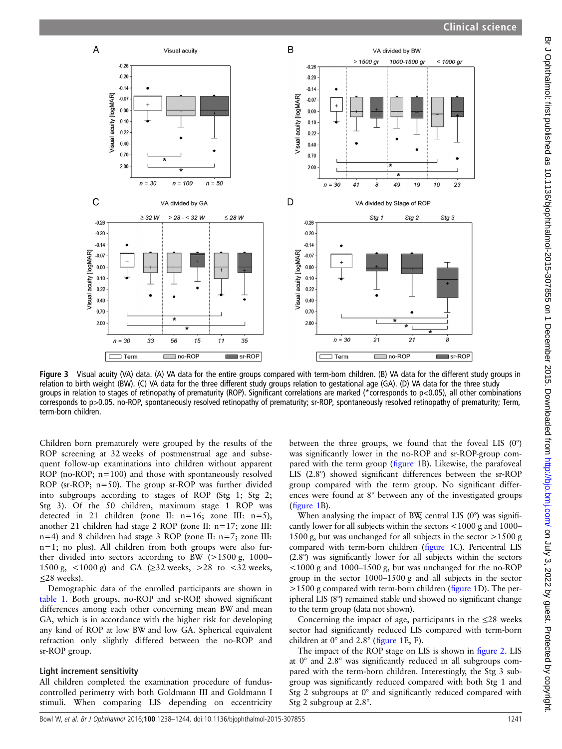Figure 3 Visual acuity (VA) data. (A) VA data for the entire groups compared with term-born children. (B) VA data for the different study groups in relation to birth weight (BW). (C) VA data for the three different study groups relation to gestational age (GA). (D) VA data for the three study groups in relation to stages of retinopathy of prematurity (ROP). Significant correlations are marked (*corresponds to p<0.05), all other combinations corresponds to p>0.05. no-ROP, spontaneously resolved retinopathy of prematurity; sr-ROP, spontaneously resolved retinopathy of prematurity; Term, term-born children.

Children born prematurely were grouped by the results of the ROP screening at 32 weeks of postmenstrual age and subsequent follow-up examinations into children without apparent ROP (no-ROP; n=100) and those with spontaneously resolved ROP (sr-ROP; n=50). The group sr-ROP was further divided into subgroups according to stages of ROP (Stg 1; Stg 2; Stg 3). Of the 50 children, maximum stage 1 ROP was detected in 21 children (zone II: n=16; zone III: n=5), another 21 children had stage 2 ROP (zone II: n=17; zone III: n=4) and 8 children had stage 3 ROP (zone II: n=7; zone III: n=1; no plus). All children from both groups were further divided into sectors according to BW (>1500 g, 1000–1500 g, <1000 g) and GA (≥32 weeks, >28 to <32 weeks, ≤28 weeks).

Demographic data of the enrolled participants are shown in table 1. Both groups, no-ROP and sr-ROP, showed significant differences among each other concerning mean BW and mean GA, which is in accordance with the higher risk for developing any kind of ROP at low BW and low GA. Spherical equivalent refraction only slightly differed between the no-ROP and sr-ROP group.

### Light increment sensitivity

All children completed the examination procedure of fundus-controlled perimetry with both Goldmann III and Goldmann I stimuli. When comparing LIS depending on eccentricity between the three groups, we found that the foveal LIS (0°) was significantly lower in the no-ROP and sr-ROP-group compared with the term group (figure 1B). Likewise, the parafoveal LIS (2.8°) showed significant differences between the sr-ROP group compared with the term group. No significant differences were found at 8° between any of the investigated groups (figure 1B).

When analysing the impact of BW, central LIS (0°) was significantly lower for all subjects within the sectors <1000 g and 1000–1500 g, but was unchanged for all subjects in the sector >1500 g compared with term-born children (figure 1C). Pericentral LIS (2.8°) was significantly lower for all subjects within the sectors <1000 g and 1000–1500 g, but was unchanged for the no-ROP group in the sector 1000–1500 g and all subjects in the sector >1500 g compared with term-born children (figure 1D). The peripheral LIS (8°) remained stable und showed no significant change to the term group (data not shown).

Concerning the impact of age, participants in the ≤28 weeks sector had significantly reduced LIS compared with term-born children at 0° and 2.8° (figure 1E, F).

The impact of the ROP stage on LIS is shown in figure 2. LIS at 0° and 2.8° was significantly reduced in all subgroups compared with the term-born children. Interestingly, the Stg 3 subgroup was significantly reduced compared with both Stg 1 and Stg 2 subgroups at 0° and significantly reduced compared with Stg 2 subgroup at 2.8°.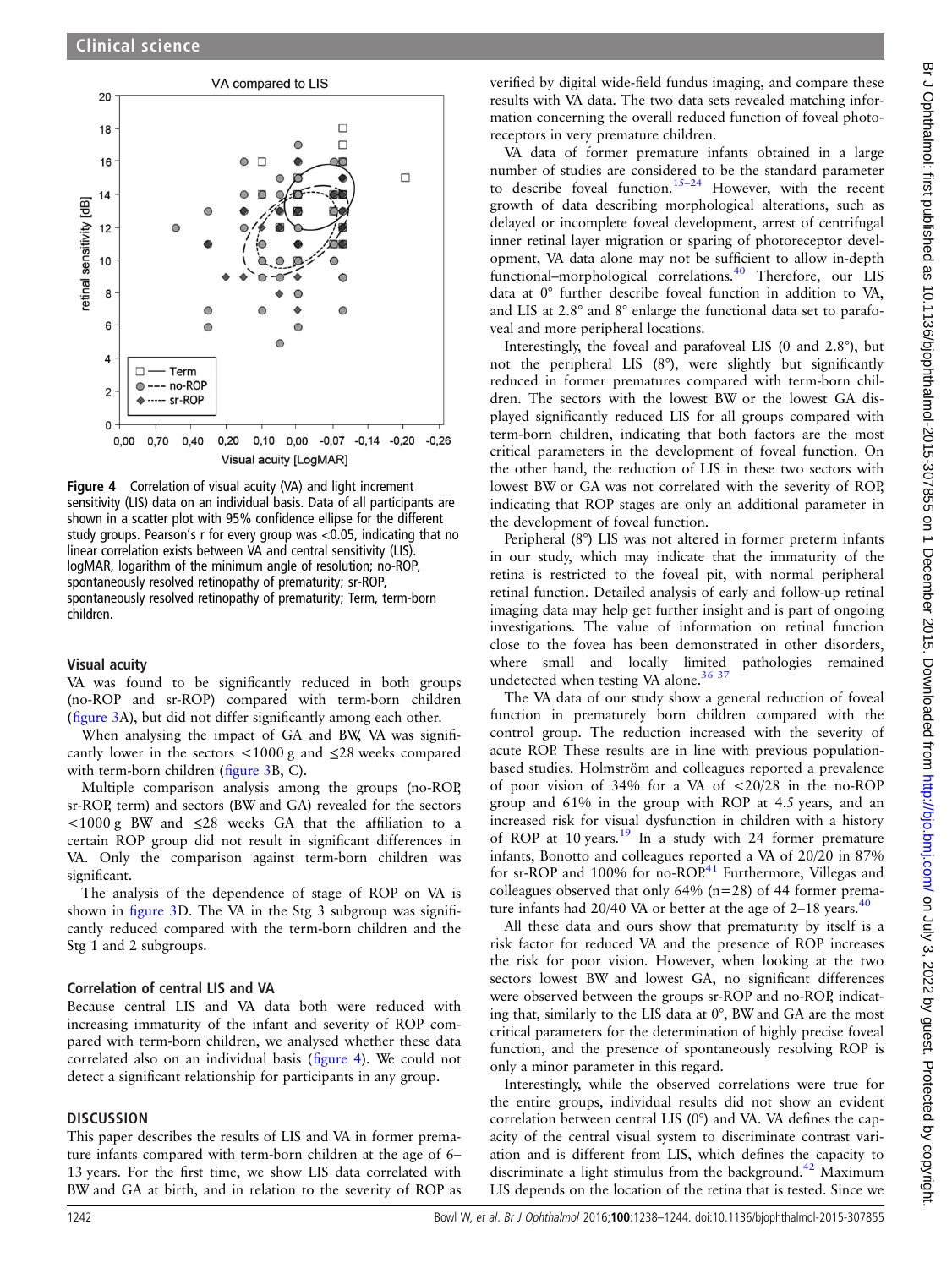Figure 4 Correlation of visual acuity (VA) and light increment sensitivity (LIS) data on an individual basis. Data of all participants are shown in a scatter plot with 95% confidence ellipse for the different study groups. Pearson's r for every group was <0.05, indicating that no linear correlation exists between VA and central sensitivity (LIS). logMAR, logarithm of the minimum angle of resolution; no-ROP, spontaneously resolved retinopathy of prematurity; sr-ROP, spontaneously resolved retinopathy of prematurity; Term, term-born children.

### Visual acuity

VA was found to be significantly reduced in both groups (no-ROP and sr-ROP) compared with term-born children (figure 3A), but did not differ significantly among each other.

When analysing the impact of GA and BW, VA was significantly lower in the sectors <1000 g and ≤28 weeks compared with term-born children (figure 3B, C).

Multiple comparison analysis among the groups (no-ROP, sr-ROP, term) and sectors (BW and GA) revealed for the sectors <1000 g BW and ≤28 weeks GA that the affiliation to a certain ROP group did not result in significant differences in VA. Only the comparison against term-born children was significant.

The analysis of the dependence of stage of ROP on VA is shown in figure 3D. The VA in the Stg 3 subgroup was significantly reduced compared with the term-born children and the Stg 1 and 2 subgroups.

### Correlation of central LIS and VA

Because central LIS and VA data both were reduced with increasing immaturity of the infant and severity of ROP compared with term-born children, we analysed whether these data correlated also on an individual basis (figure 4). We could not detect a significant relationship for participants in any group.

## DISCUSSION

This paper describes the results of LIS and VA in former premature infants compared with term-born children at the age of 6–13 years. For the first time, we show LIS data correlated with BW and GA at birth, and in relation to the severity of ROP as verified by digital wide-field fundus imaging, and compare these results with VA data. The two data sets revealed matching information concerning the overall reduced function of foveal photoreceptors in very premature children.

VA data of former premature infants obtained in a large number of studies are considered to be the standard parameter to describe foveal function.[15–24] However, with the recent growth of data describing morphological alterations, such as delayed or incomplete foveal development, arrest of centrifugal inner retinal layer migration or sparing of photoreceptor development, VA data alone may not be sufficient to allow in-depth functional–morphological correlations.[40] Therefore, our LIS data at 0° further describe foveal function in addition to VA, and LIS at 2.8° and 8° enlarge the functional data set to parafoveal and more peripheral locations.

Interestingly, the foveal and parafoveal LIS (0 and 2.8°), but not the peripheral LIS (8°), were slightly but significantly reduced in former prematures compared with term-born children. The sectors with the lowest BW or the lowest GA displayed significantly reduced LIS for all groups compared with term-born children, indicating that both factors are the most critical parameters in the development of foveal function. On the other hand, the reduction of LIS in these two sectors with lowest BW or GA was not correlated with the severity of ROP, indicating that ROP stages are only an additional parameter in the development of foveal function.

Peripheral (8°) LIS was not altered in former preterm infants in our study, which may indicate that the immaturity of the retina is restricted to the foveal pit, with normal peripheral retinal function. Detailed analysis of early and follow-up retinal imaging data may help get further insight and is part of ongoing investigations. The value of information on retinal function close to the fovea has been demonstrated in other disorders, where small and locally limited pathologies remained undetected when testing VA alone.[36 37]

The VA data of our study show a general reduction of foveal function in prematurely born children compared with the control group. The reduction increased with the severity of acute ROP. These results are in line with previous population-based studies. Holmström and colleagues reported a prevalence of poor vision of 34% for a VA of <20/28 in the no-ROP group and 61% in the group with ROP at 4.5 years, and an increased risk for visual dysfunction in children with a history of ROP at 10 years.[19] In a study with 24 former premature infants, Bonotto and colleagues reported a VA of 20/20 in 87% for sr-ROP and 100% for no-ROP.[41] Furthermore, Villegas and colleagues observed that only 64% (n=28) of 44 former premature infants had 20/40 VA or better at the age of 2–18 years.[40]

All these data and ours show that prematurity by itself is a risk factor for reduced VA and the presence of ROP increases the risk for poor vision. However, when looking at the two sectors lowest BW and lowest GA, no significant differences were observed between the groups sr-ROP and no-ROP, indicating that, similarly to the LIS data at 0°, BW and GA are the most critical parameters for the determination of highly precise foveal function, and the presence of spontaneously resolving ROP is only a minor parameter in this regard.

Interestingly, while the observed correlations were true for the entire groups, individual results did not show an evident correlation between central LIS (0°) and VA. VA defines the capacity of the central visual system to discriminate contrast variation and is different from LIS, which defines the capacity to discriminate a light stimulus from the background.[42] Maximum LIS depends on the location of the retina that is tested. Since we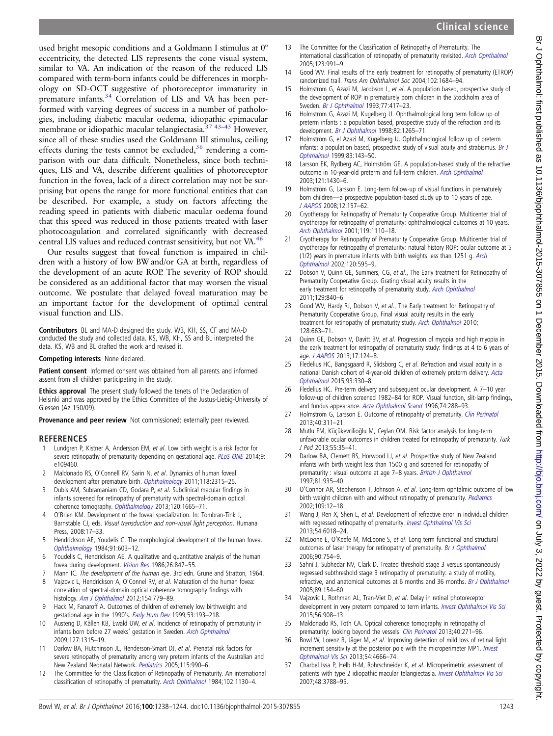used bright mesopic conditions and a Goldmann I stimulus at 0° eccentricity, the detected LIS represents the cone visual system, similar to VA. An indication of the reason of the reduced LIS compared with term-born infants could be differences in morphology on SD-OCT suggestive of photoreceptor immaturity in premature infants.[34] Correlation of LIS and VA has been performed with varying degrees of success in a number of pathologies, including diabetic macular oedema, idiopathic epimacular membrane or idiopathic macular telangiectasia.[37 43–45] However, since all of these studies used the Goldmann III stimulus, ceiling effects during the tests cannot be excluded,[36] rendering a comparison with our data difficult. Nonetheless, since both techniques, LIS and VA, describe different qualities of photoreceptor function in the fovea, lack of a direct correlation may not be surprising but opens the range for more functional entities that can be described. For example, a study on factors affecting the reading speed in patients with diabetic macular oedema found that this speed was reduced in those patients treated with laser photocoagulation and correlated significantly with decreased central LIS values and reduced contrast sensitivity, but not VA.[46]

Our results suggest that foveal function is impaired in children with a history of low BW and/or GA at birth, regardless of the development of an acute ROP. The severity of ROP should be considered as an additional factor that may worsen the visual outcome. We postulate that delayed foveal maturation may be an important factor for the development of optimal central visual function and LIS.

**Contributors** BL and MA-D designed the study. WB, KH, SS, CF and MA-D conducted the study and collected data. KS, WB, KH, SS and BL interpreted the data. KS, WB and BL drafted the work and revised it.

**Competing interests** None declared.

**Patient consent** Informed consent was obtained from all parents and informed assent from all children participating in the study.

**Ethics approval** The present study followed the tenets of the Declaration of Helsinki and was approved by the Ethics Committee of the Justus-Liebig-University of Giessen (Az 150/09).

**Provenance and peer review** Not commissioned; externally peer reviewed.

## REFERENCES

1. Lundgren P, Kistner A, Andersson EM, *et al*. Low birth weight is a risk factor for severe retinopathy of prematurity depending on gestational age. *PLoS ONE* 2014;9:e109460.
2. Maldonado RS, O'Connell RV, Sarin N, *et al*. Dynamics of human foveal development after premature birth. *Ophthalmology* 2011;118:2315–25.
3. Dubis AM, Subramaniam CD, Godara P, *et al*. Subclinical macular findings in infants screened for retinopathy of prematurity with spectral-domain optical coherence tomography. *Ophthalmology* 2013;120:1665–71.
4. O'Brien KM. Development of the foveal specialization. In: Tombran-Tink J, Barnstable CJ, eds. *Visual transduction and non-visual light perception*. Humana Press, 2008:17–33.
5. Hendrickson AE, Youdelis C. The morphological development of the human fovea. *Ophthalmology* 1984;91:603–12.
6. Youdelis C, Hendrickson AE. A qualitative and quantitative analysis of the human fovea during development. *Vision Res* 1986;26:847–55.
7. Mann IC. *The development of the human eye*. 3rd edn. Grune and Stratton, 1964.
8. Vajzovic L, Hendrickson A, O'Connel RV, *et al*. Maturation of the human fovea: correlation of spectral-domain optical coherence tomography findings with histology. *Am J Ophthalmol* 2012;154:779–89.
9. Hack M, Fanaroff A. Outcomes of children of extremely low birthweight and gestational age in the 1990's. *Early Hum Dev* 1999;53:193–218.
10. Austeng D, Källen KB, Ewald UW, *et al*. Incidence of retinopathy of prematurity in infants born before 27 weeks' gestation in Sweden. *Arch Ophthalmol* 2009;127:1315–19.
11. Darlow BA, Hutchinson JL, Henderson-Smart DJ, *et al*. Prenatal risk factors for severe retinopathy of prematurity among very preterm infants of the Australian and New Zealand Neonatal Network. *Pediatrics* 2005;115:990–6.
12. The Committee for the Classification of Retinopathy of Prematurity. An international classification of retinopathy of prematurity. *Arch Ophthalmol* 1984;102:1130–4.
13. The Committee for the Classification of Retinopathy of Prematurity. The international classification of retinopathy of prematurity revisited. *Arch Ophthalmol* 2005;123:991–9.
14. Good WV. Final results of the early treatment for retinopathy of prematurity (ETROP) randomized trail. *Trans Am Ophthalmol Soc* 2004;102:1684–94.
15. Holmström G, Azazi M, Jacobson L, *et al*. A population based, prospective study of the development of ROP in prematurely born children in the Stockholm area of Sweden. *Br J Ophthalmol* 1993;77:417–23.
16. Holmström G, Azazi M, Kugelberg U. Ophthalmological long term follow up of preterm infants : a population based, prospective study of the refraction and its development. *Br J Ophthalmol* 1998;82:1265–71.
17. Holmström G, el Azazi M, Kugelberg U. Ophthalmological follow up of preterm infants: a population based, prospective study of visual acuity and strabismus. *Br J Ophthalmol* 1999;83:143–50.
18. Larsson EK, Rydberg AC, Holmström GE. A population-based study of the refractive outcome in 10-year-old preterm and full-term children. *Arch Ophthalmol* 2003;121:1430–6.
19. Holmström G, Larsson E. Long-term follow-up of visual functions in prematurely born children—a prospective population-based study up to 10 years of age. *J AAPOS* 2008;12:157–62.
20. Cryotherapy for Retinopathy of Prematurity Cooperative Group. Multicenter trial of cryotherapy for retinopathy of prematurity: ophthalmological outcomes at 10 years. *Arch Ophthalmol* 2001;119:1110–18.
21. Cryotherapy for Retinopathy of Prematurity Cooperative Group. Multicenter trial of cryotherapy for retinopathy of prematurity: natural history ROP: ocular outcome at 5 (1/2) years in premature infants with birth weights less than 1251 g. *Arch Ophthalmol* 2002;120:595–9.
22. Dobson V, Quinn GE, Summers, CG, *et al*., The Early treatment for Retinopathy of Prematurity Cooperative Group. Grating visual acuity results in the early treatment for retinopathy of prematurity study. *Arch Ophthalmol* 2011;129:840–6.
23. Good WV, Hardy RJ, Dobson V, *et al*., The Early treatment for Retinopathy of Prematurity Cooperative Group. Final visual acuity results in the early treatment for retinopathy of prematurity study. *Arch Ophthalmol* 2010; 128:663–71.
24. Quinn GE, Dobson V, Davitt BV, *et al*. Progression of myopia and high myopia in the early treatment for retinopathy of prematurity study: findings at 4 to 6 years of age. *J AAPOS* 2013;17:124–8.
25. Fledelius HC, Bangsgaard R, Slidsborg C, *et al*. Refraction and visual acuity in a national Danish cohort of 4-year-old children of extremely preterm delivery. *Acta Ophthalmol* 2015;93:330–8.
26. Fledelius HC. Pre-term delivery and subsequent ocular development. A 7–10 year follow-up of children screened 1982–84 for ROP. Visual function, slit-lamp findings, and fundus appearance. *Acta Ophthalmol Scand* 1996;74:288–93.
27. Holmström G, Larsson E. Outcome of retinopahty of prematurity. *Clin Perinatol* 2013;40:311–21.
28. Mutlu FM, Küçükevcilioğlu M, Ceylan OM. Risk factor analysis for long-term unfavorable ocular outcomes in children treated for retinopathy of prematurity. *Turk J Ped* 2013;55:35–41.
29. Darlow BA, Clemett RS, Horwood LJ, *et al*. Prospective study of New Zealand infants with birth weight less than 1500 g and screened for retinopathy of prematurity : visual outcome at age 7–8 years. *British J Ophthalmol* 1997;81:935–40.
30. O'Connor AR, Stephenson T, Johnson A, *et al*. Long-term ophtalmic outcome of low birth weight children with and without retinopathy of prematurity. *Pediatrics* 2002;109:12–18.
31. Wang J, Ren X, Shen L, *et al*. Development of refractive error in individual children with regressed retinopathy of prematurity. *Invest Ophthalmol Vis Sci* 2013;54:6018–24.
32. McLoone E, O'Keefe M, McLoone S, *et al*. Long term functional and structural outcomes of laser therapy for retinopathy of prematurity. *Br J Ophthalmol* 2006;90:754–9.
33. Sahni J, Subhedar NV, Clark D. Treated threshold stage 3 versus spontaneously regressed subthreshold stage 3 retinopathy of prematurity: a study of motility, refractive, and anatomical outcomes at 6 months and 36 months. *Br J Ophthalmol* 2005;89:154–60.
34. Vajzovic L, Rothman AL, Tran-Viet D, *et al*. Delay in retinal photoreceptor development in very preterm compared to term infants. *Invest Ophthalmol Vis Sci* 2015;56:908–13.
35. Maldonado RS, Toth CA. Optical coherence tomography in retinopathy of prematurity: looking beyond the vessels. *Clin Perinatol* 2013;40:271–96.
36. Bowl W, Lorenz B, Jäger M, *et al*. Improving detection of mild loss of retinal light increment sensitivity at the posterior pole with the microperimeter MP1. *Invest Ophthalmol Vis Sci* 2013;54:4666–74.
37. Charbel Issa P, Helb H-M, Rohrschneider K, *et al*. Microperimetric assessment of patients with type 2 idiopathic macular telangiectasia. *Invest Ophthalmol Vis Sci* 2007;48:3788–95.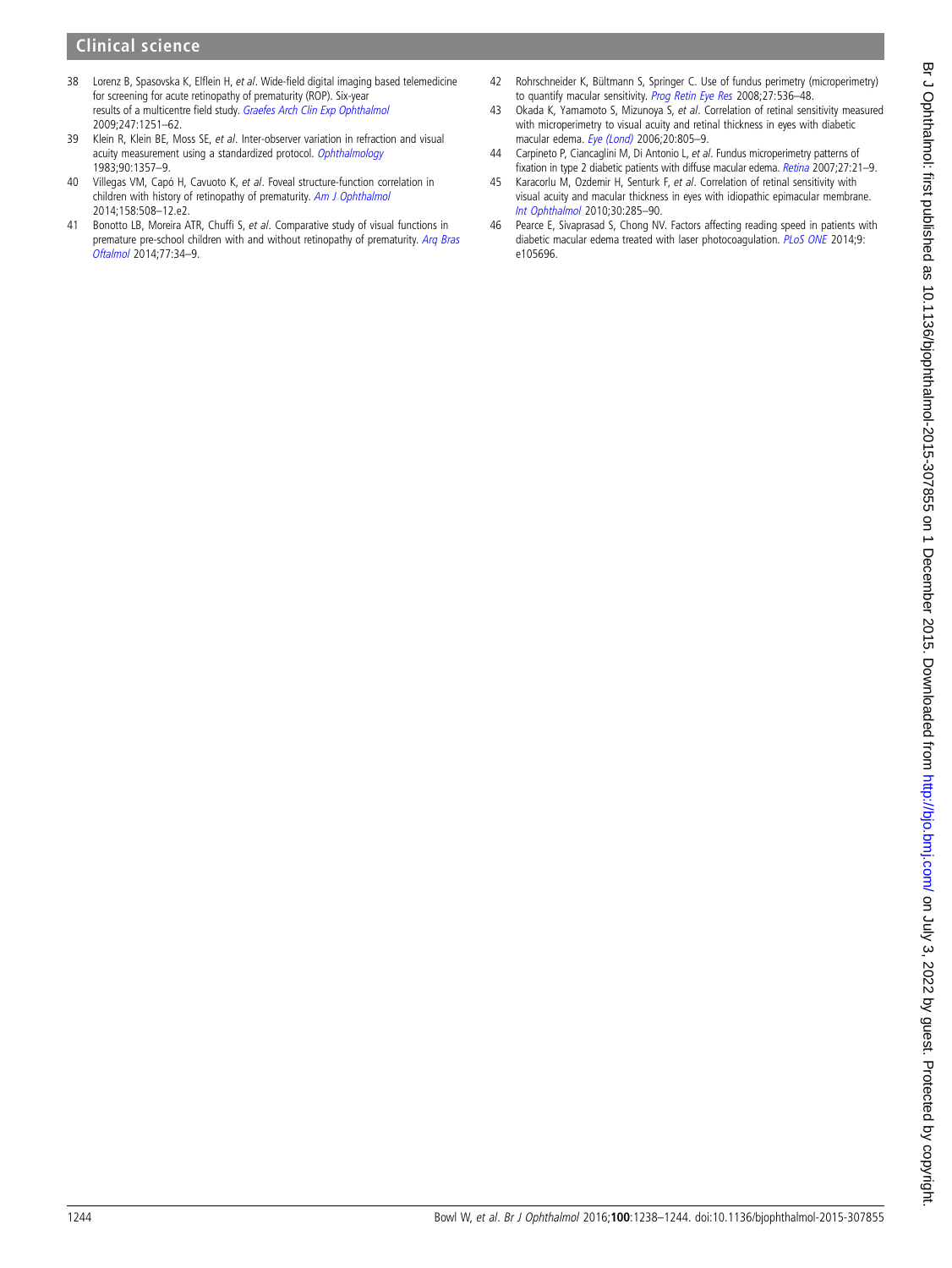38 Lorenz B, Spasovska K, Elflein H, *et al*. Wide-field digital imaging based telemedicine for screening for acute retinopathy of prematurity (ROP). Six-year results of a multicentre field study. *Graefes Arch Clin Exp Ophthalmol* 2009;247:1251–62.

39 Klein R, Klein BE, Moss SE, *et al*. Inter-observer variation in refraction and visual acuity measurement using a standardized protocol. *Ophthalmology* 1983;90:1357–9.

40 Villegas VM, Capó H, Cavuoto K, *et al*. Foveal structure-function correlation in children with history of retinopathy of prematurity. *Am J Ophthalmol* 2014;158:508–12.e2.

41 Bonotto LB, Moreira ATR, Chuffi S, *et al*. Comparative study of visual functions in premature pre-school children with and without retinopathy of prematurity. *Arq Bras Oftalmol* 2014;77:34–9.

42 Rohrschneider K, Bültmann S, Springer C. Use of fundus perimetry (microperimetry) to quantify macular sensitivity. *Prog Retin Eye Res* 2008;27:536–48.

43 Okada K, Yamamoto S, Mizunoya S, *et al*. Correlation of retinal sensitivity measured with microperimetry to visual acuity and retinal thickness in eyes with diabetic macular edema. *Eye (Lond)* 2006;20:805–9.

44 Carpineto P, Ciancaglini M, Di Antonio L, *et al*. Fundus microperimetry patterns of fixation in type 2 diabetic patients with diffuse macular edema. *Retina* 2007;27:21–9.

45 Karacorlu M, Ozdemir H, Senturk F, *et al*. Correlation of retinal sensitivity with visual acuity and macular thickness in eyes with idiopathic epimacular membrane. *Int Ophthalmol* 2010;30:285–90.

46 Pearce E, Sivaprasad S, Chong NV. Factors affecting reading speed in patients with diabetic macular edema treated with laser photocoagulation. *PLoS ONE* 2014;9:e105696.